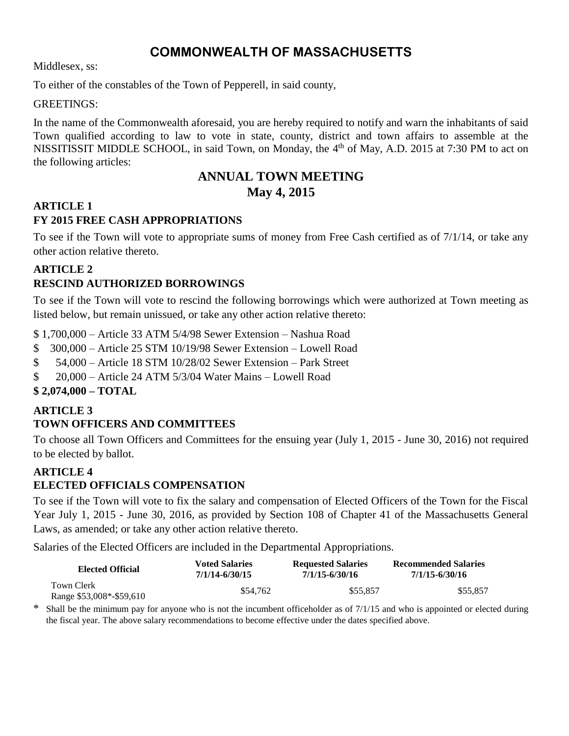# COMMONWEALTH OF MASSACHUSETTS

Middlesex, ss:

To either of the constables of the Town of Pepperell, in said county,

GREETINGS:

In the name of the Commonwealth aforesaid, you are hereby required to notify and warn the inhabitants of said Town qualified according to law to vote in state, county, district and town affairs to assemble at the NISSITISSIT MIDDLE SCHOOL, in said Town, on Monday, the 4th of May, A.D. 2015 at 7:30 PM to act on the following articles:

## ANNUAL TOWN MEETING
## May 4, 2015

### ARTICLE 1
### FY 2015 FREE CASH APPROPRIATIONS

To see if the Town will vote to appropriate sums of money from Free Cash certified as of 7/1/14, or take any other action relative thereto.

### ARTICLE 2
### RESCIND AUTHORIZED BORROWINGS

To see if the Town will vote to rescind the following borrowings which were authorized at Town meeting as listed below, but remain unissued, or take any other action relative thereto:

$ 1,700,000 – Article 33 ATM 5/4/98 Sewer Extension – Nashua Road
$ 300,000 – Article 25 STM 10/19/98 Sewer Extension – Lowell Road
$ 54,000 – Article 18 STM 10/28/02 Sewer Extension – Park Street
$ 20,000 – Article 24 ATM 5/3/04 Water Mains – Lowell Road
**$ 2,074,000 – TOTAL**

### ARTICLE 3
### TOWN OFFICERS AND COMMITTEES

To choose all Town Officers and Committees for the ensuing year (July 1, 2015 - June 30, 2016) not required to be elected by ballot.

### ARTICLE 4
### ELECTED OFFICIALS COMPENSATION

To see if the Town will vote to fix the salary and compensation of Elected Officers of the Town for the Fiscal Year July 1, 2015 - June 30, 2016, as provided by Section 108 of Chapter 41 of the Massachusetts General Laws, as amended; or take any other action relative thereto.

Salaries of the Elected Officers are included in the Departmental Appropriations.

| Elected Official | Voted Salaries 7/1/14-6/30/15 | Requested Salaries 7/1/15-6/30/16 | Recommended Salaries 7/1/15-6/30/16 |
|---|---|---|---|
| Town Clerk Range $53,008*-$59,610 | $54,762 | $55,857 | $55,857 |

\* Shall be the minimum pay for anyone who is not the incumbent officeholder as of 7/1/15 and who is appointed or elected during the fiscal year. The above salary recommendations to become effective under the dates specified above.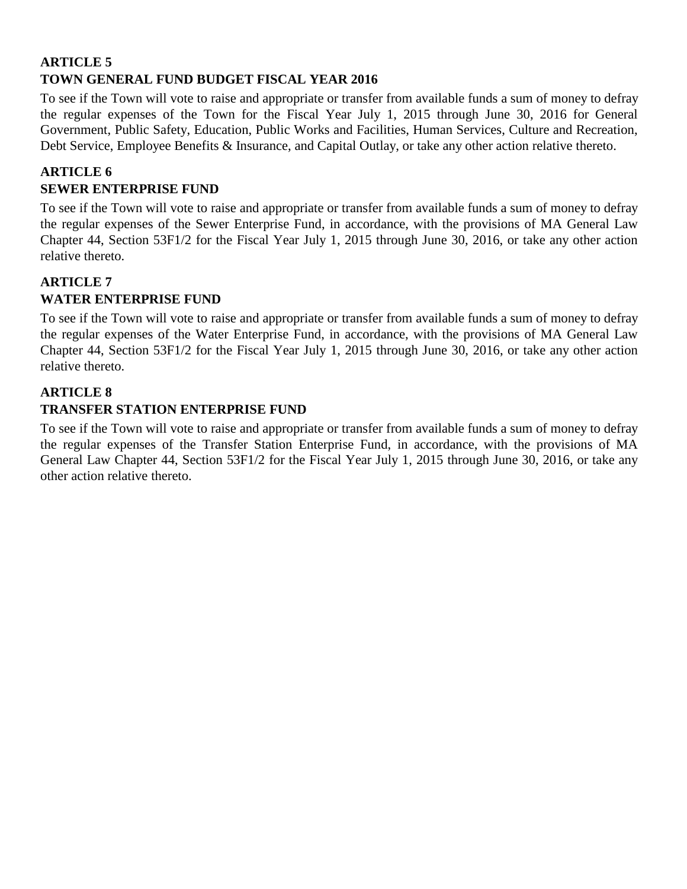**ARTICLE 5**
**TOWN GENERAL FUND BUDGET FISCAL YEAR 2016**

To see if the Town will vote to raise and appropriate or transfer from available funds a sum of money to defray the regular expenses of the Town for the Fiscal Year July 1, 2015 through June 30, 2016 for General Government, Public Safety, Education, Public Works and Facilities, Human Services, Culture and Recreation, Debt Service, Employee Benefits & Insurance, and Capital Outlay, or take any other action relative thereto.

**ARTICLE 6**
**SEWER ENTERPRISE FUND**

To see if the Town will vote to raise and appropriate or transfer from available funds a sum of money to defray the regular expenses of the Sewer Enterprise Fund, in accordance, with the provisions of MA General Law Chapter 44, Section 53F1/2 for the Fiscal Year July 1, 2015 through June 30, 2016, or take any other action relative thereto.

**ARTICLE 7**
**WATER ENTERPRISE FUND**

To see if the Town will vote to raise and appropriate or transfer from available funds a sum of money to defray the regular expenses of the Water Enterprise Fund, in accordance, with the provisions of MA General Law Chapter 44, Section 53F1/2 for the Fiscal Year July 1, 2015 through June 30, 2016, or take any other action relative thereto.

**ARTICLE 8**
**TRANSFER STATION ENTERPRISE FUND**

To see if the Town will vote to raise and appropriate or transfer from available funds a sum of money to defray the regular expenses of the Transfer Station Enterprise Fund, in accordance, with the provisions of MA General Law Chapter 44, Section 53F1/2 for the Fiscal Year July 1, 2015 through June 30, 2016, or take any other action relative thereto.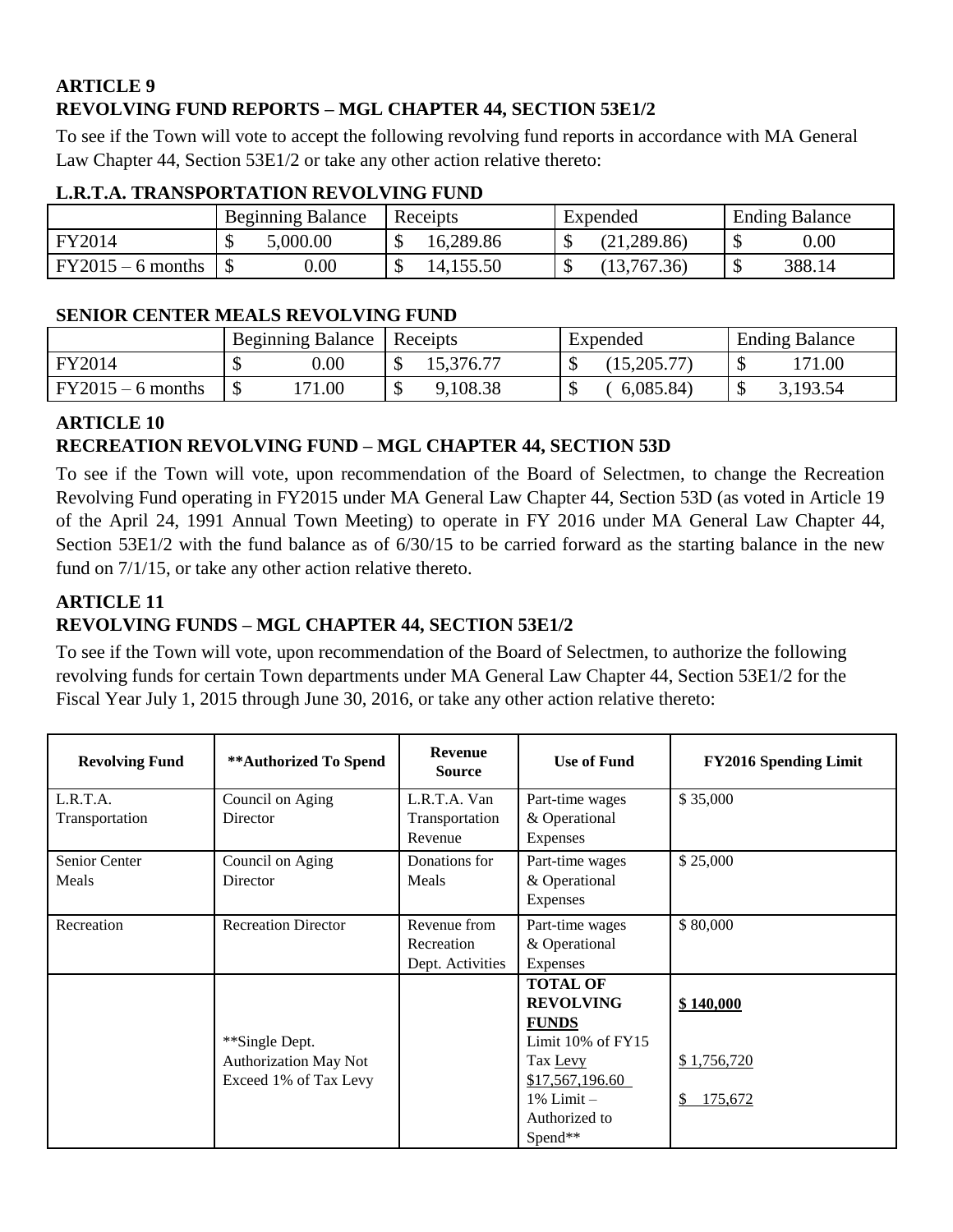## ARTICLE 9
## REVOLVING FUND REPORTS – MGL CHAPTER 44, SECTION 53E1/2

To see if the Town will vote to accept the following revolving fund reports in accordance with MA General Law Chapter 44, Section 53E1/2 or take any other action relative thereto:

### L.R.T.A. TRANSPORTATION REVOLVING FUND

| | Beginning Balance | Receipts | Expended | Ending Balance |
|---|---|---|---|---|
| FY2014 | $ 5,000.00 | $ 16,289.86 | $ (21,289.86) | $ 0.00 |
| FY2015 – 6 months | $ 0.00 | $ 14,155.50 | $ (13,767.36) | $ 388.14 |

### SENIOR CENTER MEALS REVOLVING FUND

| | Beginning Balance | Receipts | Expended | Ending Balance |
|---|---|---|---|---|
| FY2014 | $ 0.00 | $ 15,376.77 | $ (15,205.77) | $ 171.00 |
| FY2015 – 6 months | $ 171.00 | $ 9,108.38 | $ ( 6,085.84) | $ 3,193.54 |

## ARTICLE 10
## RECREATION REVOLVING FUND – MGL CHAPTER 44, SECTION 53D

To see if the Town will vote, upon recommendation of the Board of Selectmen, to change the Recreation Revolving Fund operating in FY2015 under MA General Law Chapter 44, Section 53D (as voted in Article 19 of the April 24, 1991 Annual Town Meeting) to operate in FY 2016 under MA General Law Chapter 44, Section 53E1/2 with the fund balance as of 6/30/15 to be carried forward as the starting balance in the new fund on 7/1/15, or take any other action relative thereto.

## ARTICLE 11
## REVOLVING FUNDS – MGL CHAPTER 44, SECTION 53E1/2

To see if the Town will vote, upon recommendation of the Board of Selectmen, to authorize the following revolving funds for certain Town departments under MA General Law Chapter 44, Section 53E1/2 for the Fiscal Year July 1, 2015 through June 30, 2016, or take any other action relative thereto:

| Revolving Fund | **Authorized To Spend | Revenue Source | Use of Fund | FY2016 Spending Limit |
|---|---|---|---|---|
| L.R.T.A. Transportation | Council on Aging Director | L.R.T.A. Van Transportation Revenue | Part-time wages & Operational Expenses | $ 35,000 |
| Senior Center Meals | Council on Aging Director | Donations for Meals | Part-time wages & Operational Expenses | $ 25,000 |
| Recreation | Recreation Director | Revenue from Recreation Dept. Activities | Part-time wages & Operational Expenses | $ 80,000 |
| | **Single Dept. Authorization May Not Exceed 1% of Tax Levy | | **TOTAL OF REVOLVING FUNDS** Limit 10% of FY15 Tax Levy $17,567,196.60 1% Limit – Authorized to Spend** | **$ 140,000** $ 1,756,720 $ 175,672 |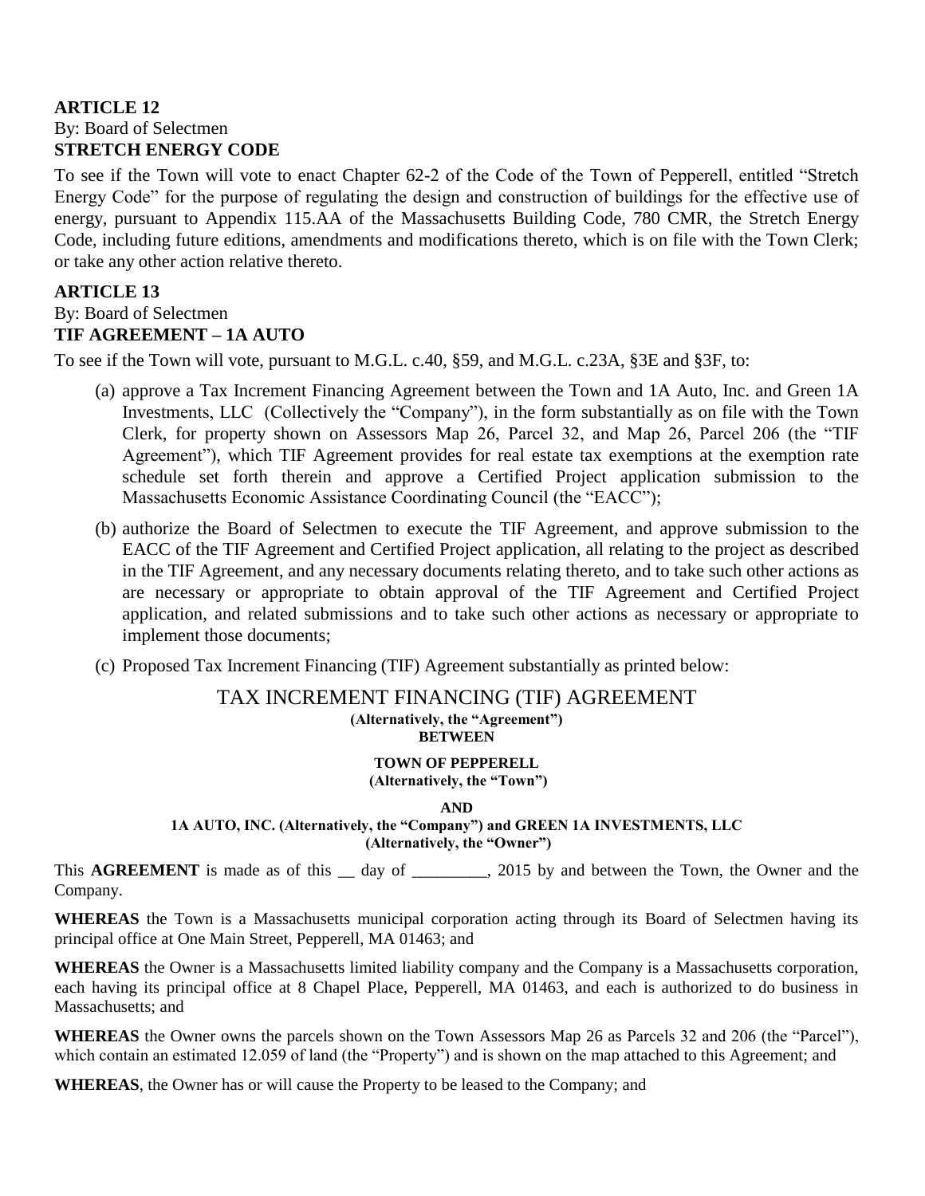**ARTICLE 12**
By: Board of Selectmen
**STRETCH ENERGY CODE**

To see if the Town will vote to enact Chapter 62-2 of the Code of the Town of Pepperell, entitled "Stretch Energy Code" for the purpose of regulating the design and construction of buildings for the effective use of energy, pursuant to Appendix 115.AA of the Massachusetts Building Code, 780 CMR, the Stretch Energy Code, including future editions, amendments and modifications thereto, which is on file with the Town Clerk; or take any other action relative thereto.

**ARTICLE 13**
By: Board of Selectmen
**TIF AGREEMENT – 1A AUTO**

To see if the Town will vote, pursuant to M.G.L. c.40, §59, and M.G.L. c.23A, §3E and §3F, to:

(a) approve a Tax Increment Financing Agreement between the Town and 1A Auto, Inc. and Green 1A Investments, LLC (Collectively the "Company"), in the form substantially as on file with the Town Clerk, for property shown on Assessors Map 26, Parcel 32, and Map 26, Parcel 206 (the "TIF Agreement"), which TIF Agreement provides for real estate tax exemptions at the exemption rate schedule set forth therein and approve a Certified Project application submission to the Massachusetts Economic Assistance Coordinating Council (the "EACC");

(b) authorize the Board of Selectmen to execute the TIF Agreement, and approve submission to the EACC of the TIF Agreement and Certified Project application, all relating to the project as described in the TIF Agreement, and any necessary documents relating thereto, and to take such other actions as are necessary or appropriate to obtain approval of the TIF Agreement and Certified Project application, and related submissions and to take such other actions as necessary or appropriate to implement those documents;

(c) Proposed Tax Increment Financing (TIF) Agreement substantially as printed below:

## TAX INCREMENT FINANCING (TIF) AGREEMENT

**(Alternatively, the "Agreement")**
**BETWEEN**

**TOWN OF PEPPERELL**
**(Alternatively, the "Town")**

**AND**
**1A AUTO, INC. (Alternatively, the "Company") and GREEN 1A INVESTMENTS, LLC**
**(Alternatively, the "Owner")**

This **AGREEMENT** is made as of this __ day of _________, 2015 by and between the Town, the Owner and the Company.

**WHEREAS** the Town is a Massachusetts municipal corporation acting through its Board of Selectmen having its principal office at One Main Street, Pepperell, MA 01463; and

**WHEREAS** the Owner is a Massachusetts limited liability company and the Company is a Massachusetts corporation, each having its principal office at 8 Chapel Place, Pepperell, MA 01463, and each is authorized to do business in Massachusetts; and

**WHEREAS** the Owner owns the parcels shown on the Town Assessors Map 26 as Parcels 32 and 206 (the "Parcel"), which contain an estimated 12.059 of land (the "Property") and is shown on the map attached to this Agreement; and

**WHEREAS**, the Owner has or will cause the Property to be leased to the Company; and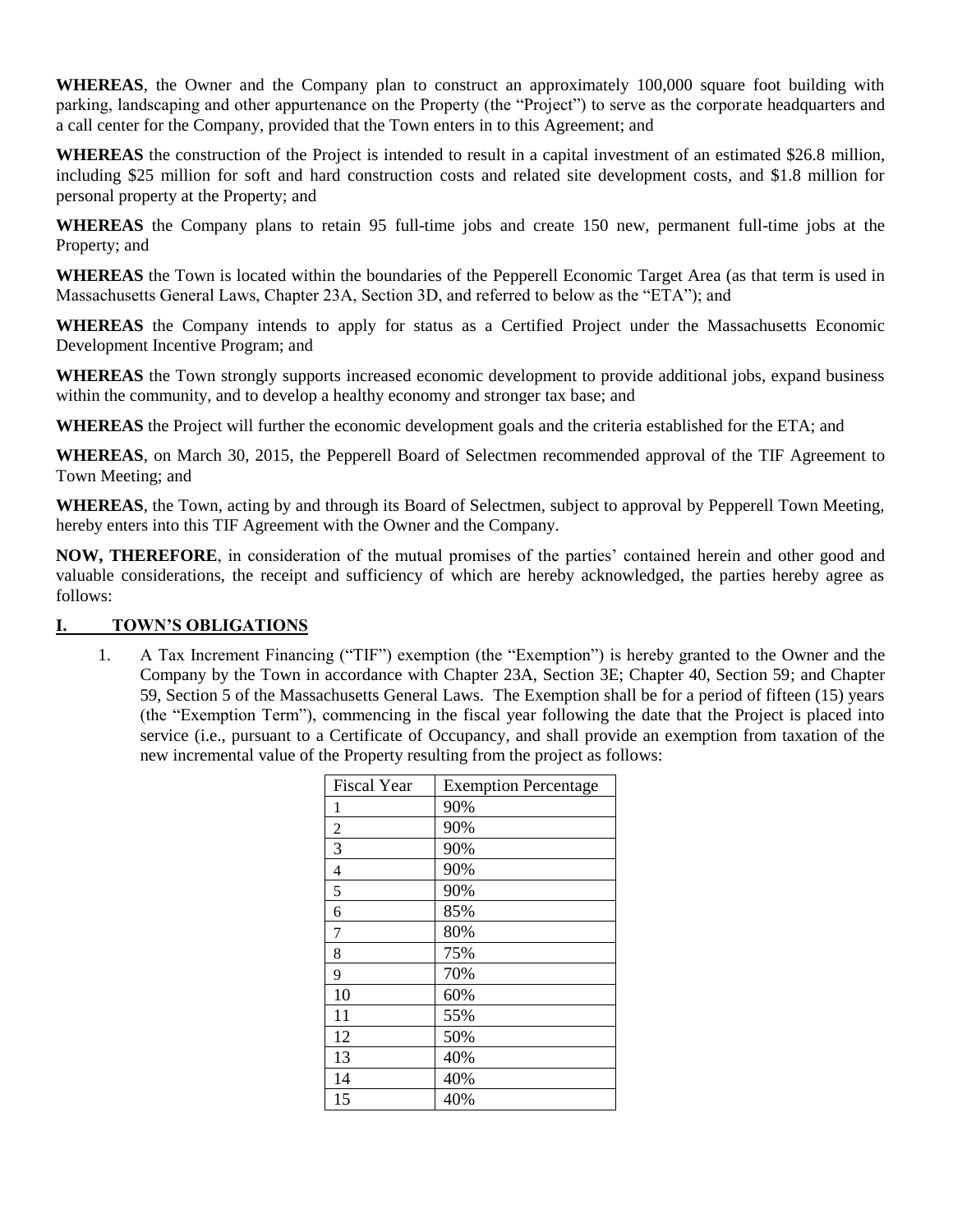**WHEREAS**, the Owner and the Company plan to construct an approximately 100,000 square foot building with parking, landscaping and other appurtenance on the Property (the "Project") to serve as the corporate headquarters and a call center for the Company, provided that the Town enters in to this Agreement; and

**WHEREAS** the construction of the Project is intended to result in a capital investment of an estimated $26.8 million, including $25 million for soft and hard construction costs and related site development costs, and $1.8 million for personal property at the Property; and

**WHEREAS** the Company plans to retain 95 full-time jobs and create 150 new, permanent full-time jobs at the Property; and

**WHEREAS** the Town is located within the boundaries of the Pepperell Economic Target Area (as that term is used in Massachusetts General Laws, Chapter 23A, Section 3D, and referred to below as the "ETA"); and

**WHEREAS** the Company intends to apply for status as a Certified Project under the Massachusetts Economic Development Incentive Program; and

**WHEREAS** the Town strongly supports increased economic development to provide additional jobs, expand business within the community, and to develop a healthy economy and stronger tax base; and

**WHEREAS** the Project will further the economic development goals and the criteria established for the ETA; and

**WHEREAS**, on March 30, 2015, the Pepperell Board of Selectmen recommended approval of the TIF Agreement to Town Meeting; and

**WHEREAS**, the Town, acting by and through its Board of Selectmen, subject to approval by Pepperell Town Meeting, hereby enters into this TIF Agreement with the Owner and the Company.

**NOW, THEREFORE**, in consideration of the mutual promises of the parties' contained herein and other good and valuable considerations, the receipt and sufficiency of which are hereby acknowledged, the parties hereby agree as follows:

## I. TOWN'S OBLIGATIONS

1. A Tax Increment Financing ("TIF") exemption (the "Exemption") is hereby granted to the Owner and the Company by the Town in accordance with Chapter 23A, Section 3E; Chapter 40, Section 59; and Chapter 59, Section 5 of the Massachusetts General Laws. The Exemption shall be for a period of fifteen (15) years (the "Exemption Term"), commencing in the fiscal year following the date that the Project is placed into service (i.e., pursuant to a Certificate of Occupancy, and shall provide an exemption from taxation of the new incremental value of the Property resulting from the project as follows:

| Fiscal Year | Exemption Percentage |
|---|---|
| 1 | 90% |
| 2 | 90% |
| 3 | 90% |
| 4 | 90% |
| 5 | 90% |
| 6 | 85% |
| 7 | 80% |
| 8 | 75% |
| 9 | 70% |
| 10 | 60% |
| 11 | 55% |
| 12 | 50% |
| 13 | 40% |
| 14 | 40% |
| 15 | 40% |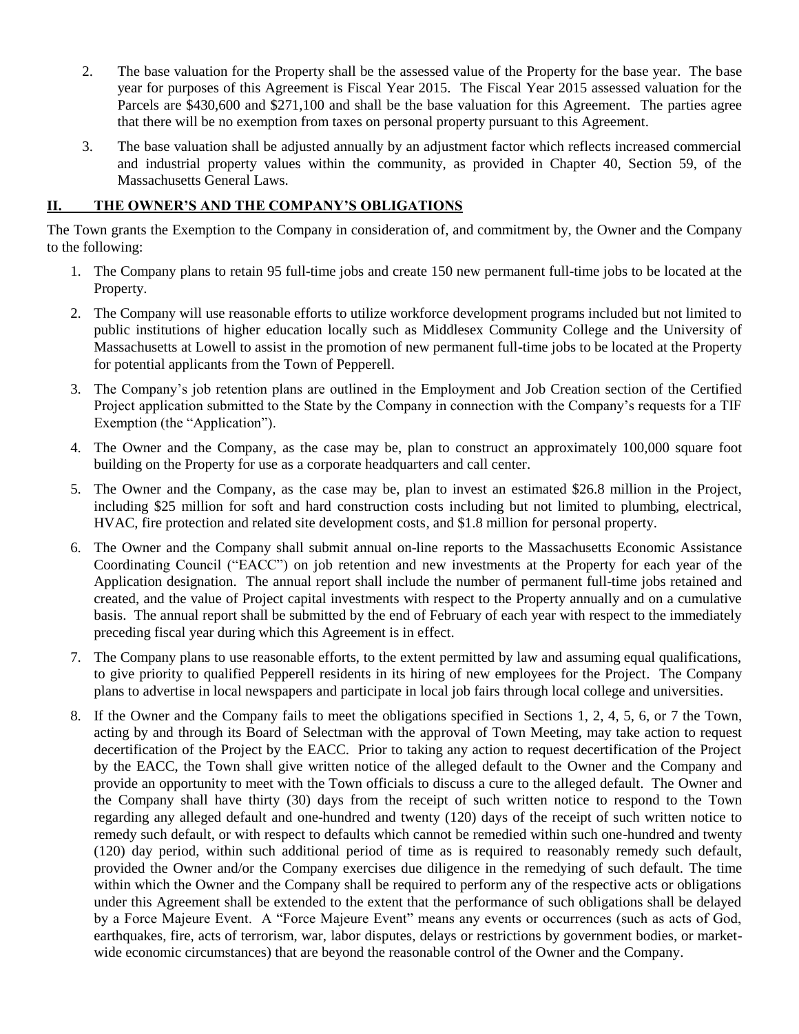2. The base valuation for the Property shall be the assessed value of the Property for the base year. The base year for purposes of this Agreement is Fiscal Year 2015. The Fiscal Year 2015 assessed valuation for the Parcels are $430,600 and $271,100 and shall be the base valuation for this Agreement. The parties agree that there will be no exemption from taxes on personal property pursuant to this Agreement.

3. The base valuation shall be adjusted annually by an adjustment factor which reflects increased commercial and industrial property values within the community, as provided in Chapter 40, Section 59, of the Massachusetts General Laws.

## II. THE OWNER'S AND THE COMPANY'S OBLIGATIONS

The Town grants the Exemption to the Company in consideration of, and commitment by, the Owner and the Company to the following:

1. The Company plans to retain 95 full-time jobs and create 150 new permanent full-time jobs to be located at the Property.
2. The Company will use reasonable efforts to utilize workforce development programs included but not limited to public institutions of higher education locally such as Middlesex Community College and the University of Massachusetts at Lowell to assist in the promotion of new permanent full-time jobs to be located at the Property for potential applicants from the Town of Pepperell.
3. The Company's job retention plans are outlined in the Employment and Job Creation section of the Certified Project application submitted to the State by the Company in connection with the Company's requests for a TIF Exemption (the "Application").
4. The Owner and the Company, as the case may be, plan to construct an approximately 100,000 square foot building on the Property for use as a corporate headquarters and call center.
5. The Owner and the Company, as the case may be, plan to invest an estimated $26.8 million in the Project, including $25 million for soft and hard construction costs including but not limited to plumbing, electrical, HVAC, fire protection and related site development costs, and $1.8 million for personal property.
6. The Owner and the Company shall submit annual on-line reports to the Massachusetts Economic Assistance Coordinating Council ("EACC") on job retention and new investments at the Property for each year of the Application designation. The annual report shall include the number of permanent full-time jobs retained and created, and the value of Project capital investments with respect to the Property annually and on a cumulative basis. The annual report shall be submitted by the end of February of each year with respect to the immediately preceding fiscal year during which this Agreement is in effect.
7. The Company plans to use reasonable efforts, to the extent permitted by law and assuming equal qualifications, to give priority to qualified Pepperell residents in its hiring of new employees for the Project. The Company plans to advertise in local newspapers and participate in local job fairs through local college and universities.
8. If the Owner and the Company fails to meet the obligations specified in Sections 1, 2, 4, 5, 6, or 7 the Town, acting by and through its Board of Selectman with the approval of Town Meeting, may take action to request decertification of the Project by the EACC. Prior to taking any action to request decertification of the Project by the EACC, the Town shall give written notice of the alleged default to the Owner and the Company and provide an opportunity to meet with the Town officials to discuss a cure to the alleged default. The Owner and the Company shall have thirty (30) days from the receipt of such written notice to respond to the Town regarding any alleged default and one-hundred and twenty (120) days of the receipt of such written notice to remedy such default, or with respect to defaults which cannot be remedied within such one-hundred and twenty (120) day period, within such additional period of time as is required to reasonably remedy such default, provided the Owner and/or the Company exercises due diligence in the remedying of such default. The time within which the Owner and the Company shall be required to perform any of the respective acts or obligations under this Agreement shall be extended to the extent that the performance of such obligations shall be delayed by a Force Majeure Event. A "Force Majeure Event" means any events or occurrences (such as acts of God, earthquakes, fire, acts of terrorism, war, labor disputes, delays or restrictions by government bodies, or market-wide economic circumstances) that are beyond the reasonable control of the Owner and the Company.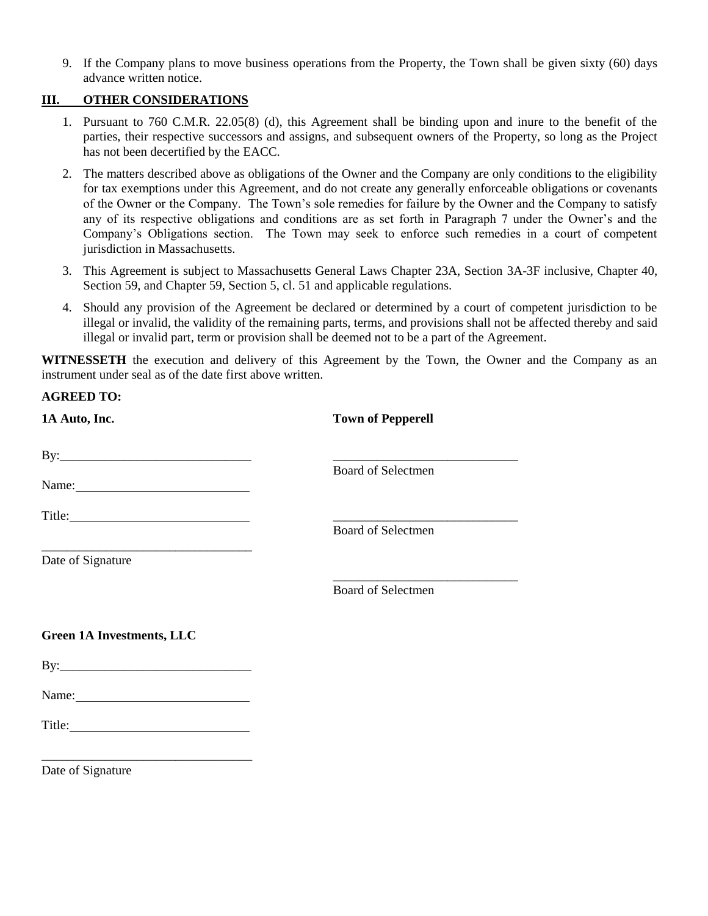9. If the Company plans to move business operations from the Property, the Town shall be given sixty (60) days advance written notice.

## III. OTHER CONSIDERATIONS

1. Pursuant to 760 C.M.R. 22.05(8) (d), this Agreement shall be binding upon and inure to the benefit of the parties, their respective successors and assigns, and subsequent owners of the Property, so long as the Project has not been decertified by the EACC.
2. The matters described above as obligations of the Owner and the Company are only conditions to the eligibility for tax exemptions under this Agreement, and do not create any generally enforceable obligations or covenants of the Owner or the Company. The Town's sole remedies for failure by the Owner and the Company to satisfy any of its respective obligations and conditions are as set forth in Paragraph 7 under the Owner's and the Company's Obligations section. The Town may seek to enforce such remedies in a court of competent jurisdiction in Massachusetts.
3. This Agreement is subject to Massachusetts General Laws Chapter 23A, Section 3A-3F inclusive, Chapter 40, Section 59, and Chapter 59, Section 5, cl. 51 and applicable regulations.
4. Should any provision of the Agreement be declared or determined by a court of competent jurisdiction to be illegal or invalid, the validity of the remaining parts, terms, and provisions shall not be affected thereby and said illegal or invalid part, term or provision shall be deemed not to be a part of the Agreement.

**WITNESSETH** the execution and delivery of this Agreement by the Town, the Owner and the Company as an instrument under seal as of the date first above written.

**AGREED TO:**

**1A Auto, Inc.**

By:______________________________

Name:____________________________

Title:_____________________________

__________________________________
Date of Signature

**Town of Pepperell**

______________________________
Board of Selectmen

______________________________
Board of Selectmen

______________________________
Board of Selectmen

**Green 1A Investments, LLC**

By:______________________________

Name:____________________________

Title:_____________________________

__________________________________
Date of Signature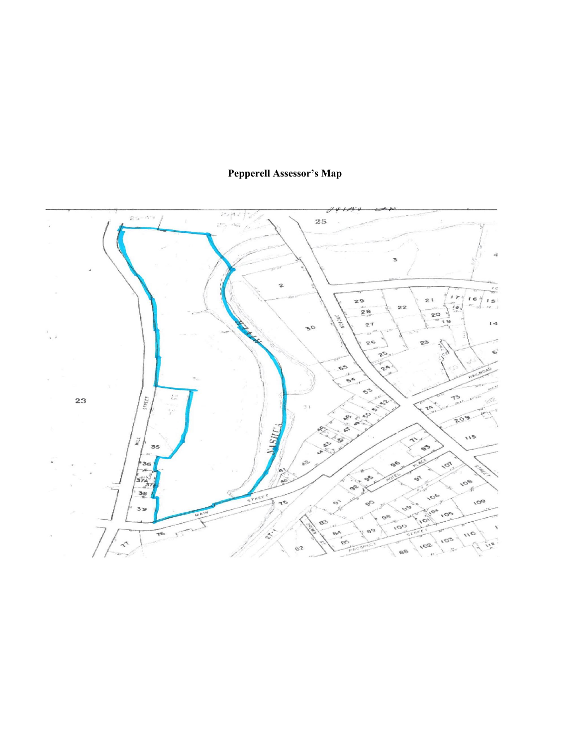**Pepperell Assessor's Map**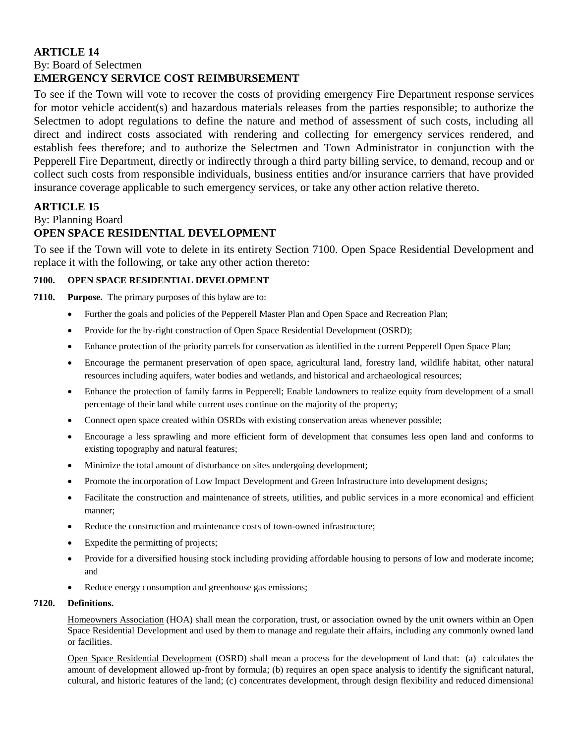**ARTICLE 14**

By: Board of Selectmen

**EMERGENCY SERVICE COST REIMBURSEMENT**

To see if the Town will vote to recover the costs of providing emergency Fire Department response services for motor vehicle accident(s) and hazardous materials releases from the parties responsible; to authorize the Selectmen to adopt regulations to define the nature and method of assessment of such costs, including all direct and indirect costs associated with rendering and collecting for emergency services rendered, and establish fees therefore; and to authorize the Selectmen and Town Administrator in conjunction with the Pepperell Fire Department, directly or indirectly through a third party billing service, to demand, recoup and or collect such costs from responsible individuals, business entities and/or insurance carriers that have provided insurance coverage applicable to such emergency services, or take any other action relative thereto.

**ARTICLE 15**

By: Planning Board

**OPEN SPACE RESIDENTIAL DEVELOPMENT**

To see if the Town will vote to delete in its entirety Section 7100. Open Space Residential Development and replace it with the following, or take any other action thereto:

**7100. OPEN SPACE RESIDENTIAL DEVELOPMENT**

**7110. Purpose.** The primary purposes of this bylaw are to:

- Further the goals and policies of the Pepperell Master Plan and Open Space and Recreation Plan;
- Provide for the by-right construction of Open Space Residential Development (OSRD);
- Enhance protection of the priority parcels for conservation as identified in the current Pepperell Open Space Plan;
- Encourage the permanent preservation of open space, agricultural land, forestry land, wildlife habitat, other natural resources including aquifers, water bodies and wetlands, and historical and archaeological resources;
- Enhance the protection of family farms in Pepperell; Enable landowners to realize equity from development of a small percentage of their land while current uses continue on the majority of the property;
- Connect open space created within OSRDs with existing conservation areas whenever possible;
- Encourage a less sprawling and more efficient form of development that consumes less open land and conforms to existing topography and natural features;
- Minimize the total amount of disturbance on sites undergoing development;
- Promote the incorporation of Low Impact Development and Green Infrastructure into development designs;
- Facilitate the construction and maintenance of streets, utilities, and public services in a more economical and efficient manner;
- Reduce the construction and maintenance costs of town-owned infrastructure;
- Expedite the permitting of projects;
- Provide for a diversified housing stock including providing affordable housing to persons of low and moderate income; and
- Reduce energy consumption and greenhouse gas emissions;

**7120. Definitions.**

Homeowners Association (HOA) shall mean the corporation, trust, or association owned by the unit owners within an Open Space Residential Development and used by them to manage and regulate their affairs, including any commonly owned land or facilities.

Open Space Residential Development (OSRD) shall mean a process for the development of land that: (a) calculates the amount of development allowed up-front by formula; (b) requires an open space analysis to identify the significant natural, cultural, and historic features of the land; (c) concentrates development, through design flexibility and reduced dimensional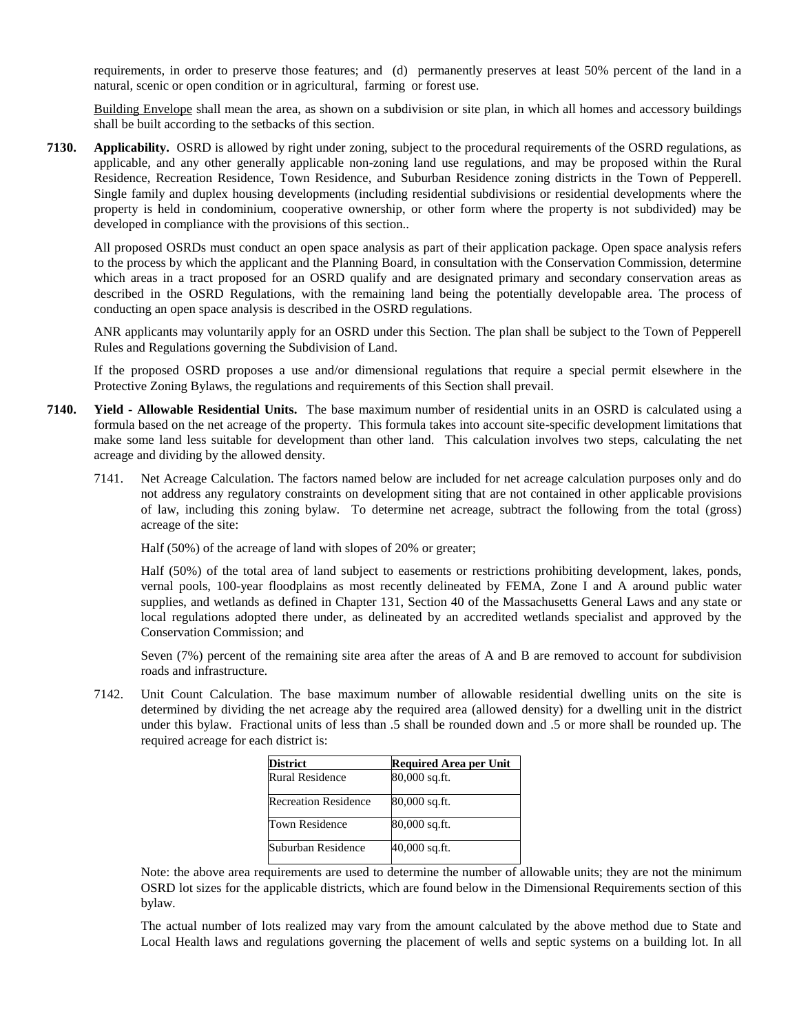requirements, in order to preserve those features; and (d) permanently preserves at least 50% percent of the land in a natural, scenic or open condition or in agricultural, farming or forest use.

Building Envelope shall mean the area, as shown on a subdivision or site plan, in which all homes and accessory buildings shall be built according to the setbacks of this section.

**7130. Applicability.** OSRD is allowed by right under zoning, subject to the procedural requirements of the OSRD regulations, as applicable, and any other generally applicable non-zoning land use regulations, and may be proposed within the Rural Residence, Recreation Residence, Town Residence, and Suburban Residence zoning districts in the Town of Pepperell. Single family and duplex housing developments (including residential subdivisions or residential developments where the property is held in condominium, cooperative ownership, or other form where the property is not subdivided) may be developed in compliance with the provisions of this section..

All proposed OSRDs must conduct an open space analysis as part of their application package. Open space analysis refers to the process by which the applicant and the Planning Board, in consultation with the Conservation Commission, determine which areas in a tract proposed for an OSRD qualify and are designated primary and secondary conservation areas as described in the OSRD Regulations, with the remaining land being the potentially developable area. The process of conducting an open space analysis is described in the OSRD regulations.

ANR applicants may voluntarily apply for an OSRD under this Section. The plan shall be subject to the Town of Pepperell Rules and Regulations governing the Subdivision of Land.

If the proposed OSRD proposes a use and/or dimensional regulations that require a special permit elsewhere in the Protective Zoning Bylaws, the regulations and requirements of this Section shall prevail.

**7140. Yield - Allowable Residential Units.** The base maximum number of residential units in an OSRD is calculated using a formula based on the net acreage of the property. This formula takes into account site-specific development limitations that make some land less suitable for development than other land. This calculation involves two steps, calculating the net acreage and dividing by the allowed density.

7141. Net Acreage Calculation. The factors named below are included for net acreage calculation purposes only and do not address any regulatory constraints on development siting that are not contained in other applicable provisions of law, including this zoning bylaw. To determine net acreage, subtract the following from the total (gross) acreage of the site:

Half (50%) of the acreage of land with slopes of 20% or greater;

Half (50%) of the total area of land subject to easements or restrictions prohibiting development, lakes, ponds, vernal pools, 100-year floodplains as most recently delineated by FEMA, Zone I and A around public water supplies, and wetlands as defined in Chapter 131, Section 40 of the Massachusetts General Laws and any state or local regulations adopted there under, as delineated by an accredited wetlands specialist and approved by the Conservation Commission; and

Seven (7%) percent of the remaining site area after the areas of A and B are removed to account for subdivision roads and infrastructure.

7142. Unit Count Calculation. The base maximum number of allowable residential dwelling units on the site is determined by dividing the net acreage aby the required area (allowed density) for a dwelling unit in the district under this bylaw. Fractional units of less than .5 shall be rounded down and .5 or more shall be rounded up. The required acreage for each district is:

| District | Required Area per Unit |
|---|---|
| Rural Residence | 80,000 sq.ft. |
| Recreation Residence | 80,000 sq.ft. |
| Town Residence | 80,000 sq.ft. |
| Suburban Residence | 40,000 sq.ft. |

Note: the above area requirements are used to determine the number of allowable units; they are not the minimum OSRD lot sizes for the applicable districts, which are found below in the Dimensional Requirements section of this bylaw.

The actual number of lots realized may vary from the amount calculated by the above method due to State and Local Health laws and regulations governing the placement of wells and septic systems on a building lot. In all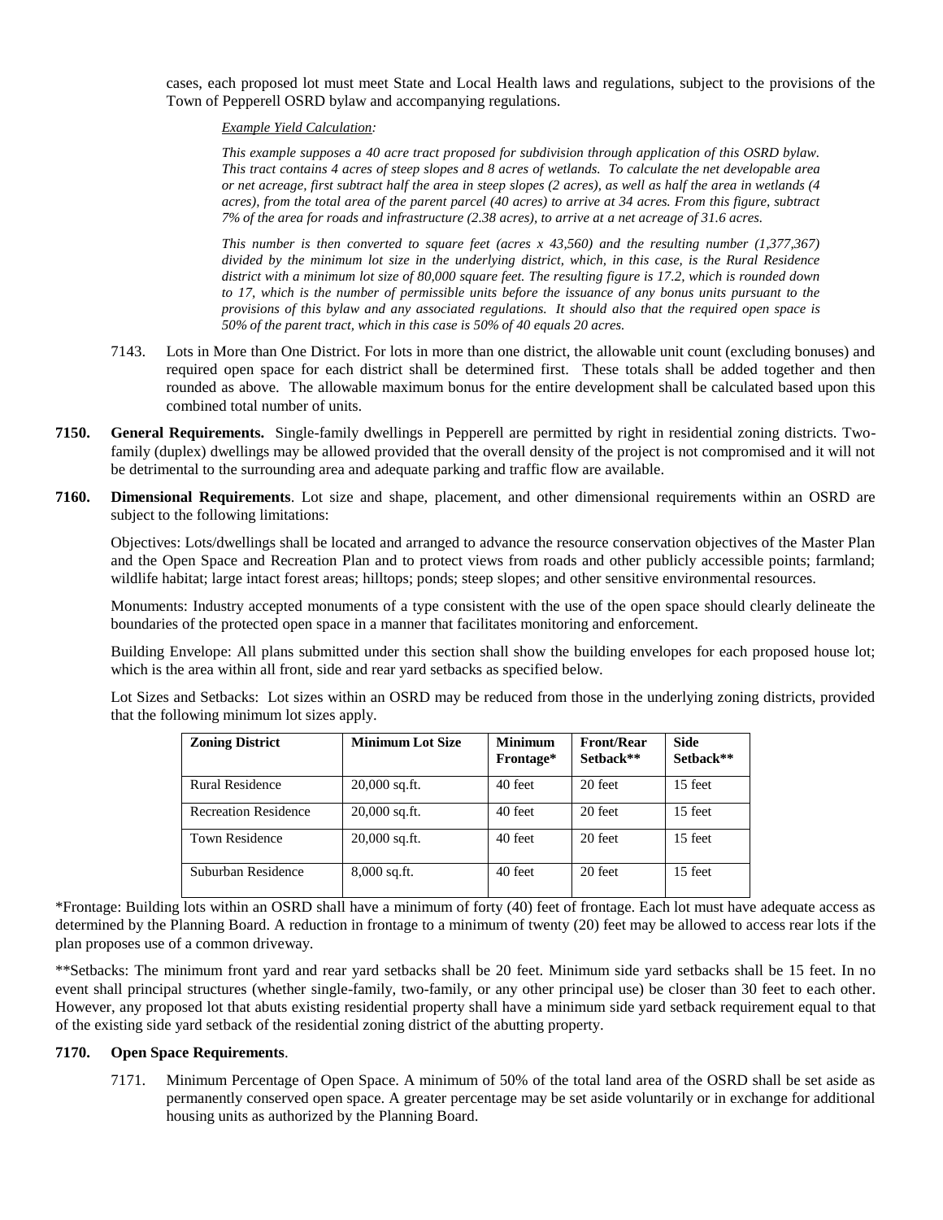cases, each proposed lot must meet State and Local Health laws and regulations, subject to the provisions of the Town of Pepperell OSRD bylaw and accompanying regulations.

*Example Yield Calculation:*

*This example supposes a 40 acre tract proposed for subdivision through application of this OSRD bylaw. This tract contains 4 acres of steep slopes and 8 acres of wetlands. To calculate the net developable area or net acreage, first subtract half the area in steep slopes (2 acres), as well as half the area in wetlands (4 acres), from the total area of the parent parcel (40 acres) to arrive at 34 acres. From this figure, subtract 7% of the area for roads and infrastructure (2.38 acres), to arrive at a net acreage of 31.6 acres.*

*This number is then converted to square feet (acres x 43,560) and the resulting number (1,377,367) divided by the minimum lot size in the underlying district, which, in this case, is the Rural Residence district with a minimum lot size of 80,000 square feet. The resulting figure is 17.2, which is rounded down to 17, which is the number of permissible units before the issuance of any bonus units pursuant to the provisions of this bylaw and any associated regulations. It should also that the required open space is 50% of the parent tract, which in this case is 50% of 40 equals 20 acres.*

7143. Lots in More than One District. For lots in more than one district, the allowable unit count (excluding bonuses) and required open space for each district shall be determined first. These totals shall be added together and then rounded as above. The allowable maximum bonus for the entire development shall be calculated based upon this combined total number of units.

**7150. General Requirements.** Single-family dwellings in Pepperell are permitted by right in residential zoning districts. Two-family (duplex) dwellings may be allowed provided that the overall density of the project is not compromised and it will not be detrimental to the surrounding area and adequate parking and traffic flow are available.

**7160. Dimensional Requirements**. Lot size and shape, placement, and other dimensional requirements within an OSRD are subject to the following limitations:

Objectives: Lots/dwellings shall be located and arranged to advance the resource conservation objectives of the Master Plan and the Open Space and Recreation Plan and to protect views from roads and other publicly accessible points; farmland; wildlife habitat; large intact forest areas; hilltops; ponds; steep slopes; and other sensitive environmental resources.

Monuments: Industry accepted monuments of a type consistent with the use of the open space should clearly delineate the boundaries of the protected open space in a manner that facilitates monitoring and enforcement.

Building Envelope: All plans submitted under this section shall show the building envelopes for each proposed house lot; which is the area within all front, side and rear yard setbacks as specified below.

Lot Sizes and Setbacks: Lot sizes within an OSRD may be reduced from those in the underlying zoning districts, provided that the following minimum lot sizes apply.

| Zoning District | Minimum Lot Size | Minimum Frontage* | Front/Rear Setback** | Side Setback** |
|---|---|---|---|---|
| Rural Residence | 20,000 sq.ft. | 40 feet | 20 feet | 15 feet |
| Recreation Residence | 20,000 sq.ft. | 40 feet | 20 feet | 15 feet |
| Town Residence | 20,000 sq.ft. | 40 feet | 20 feet | 15 feet |
| Suburban Residence | 8,000 sq.ft. | 40 feet | 20 feet | 15 feet |

*Frontage: Building lots within an OSRD shall have a minimum of forty (40) feet of frontage. Each lot must have adequate access as determined by the Planning Board. A reduction in frontage to a minimum of twenty (20) feet may be allowed to access rear lots if the plan proposes use of a common driveway.

**Setbacks: The minimum front yard and rear yard setbacks shall be 20 feet. Minimum side yard setbacks shall be 15 feet. In no event shall principal structures (whether single-family, two-family, or any other principal use) be closer than 30 feet to each other. However, any proposed lot that abuts existing residential property shall have a minimum side yard setback requirement equal to that of the existing side yard setback of the residential zoning district of the abutting property.

**7170. Open Space Requirements**.

7171. Minimum Percentage of Open Space. A minimum of 50% of the total land area of the OSRD shall be set aside as permanently conserved open space. A greater percentage may be set aside voluntarily or in exchange for additional housing units as authorized by the Planning Board.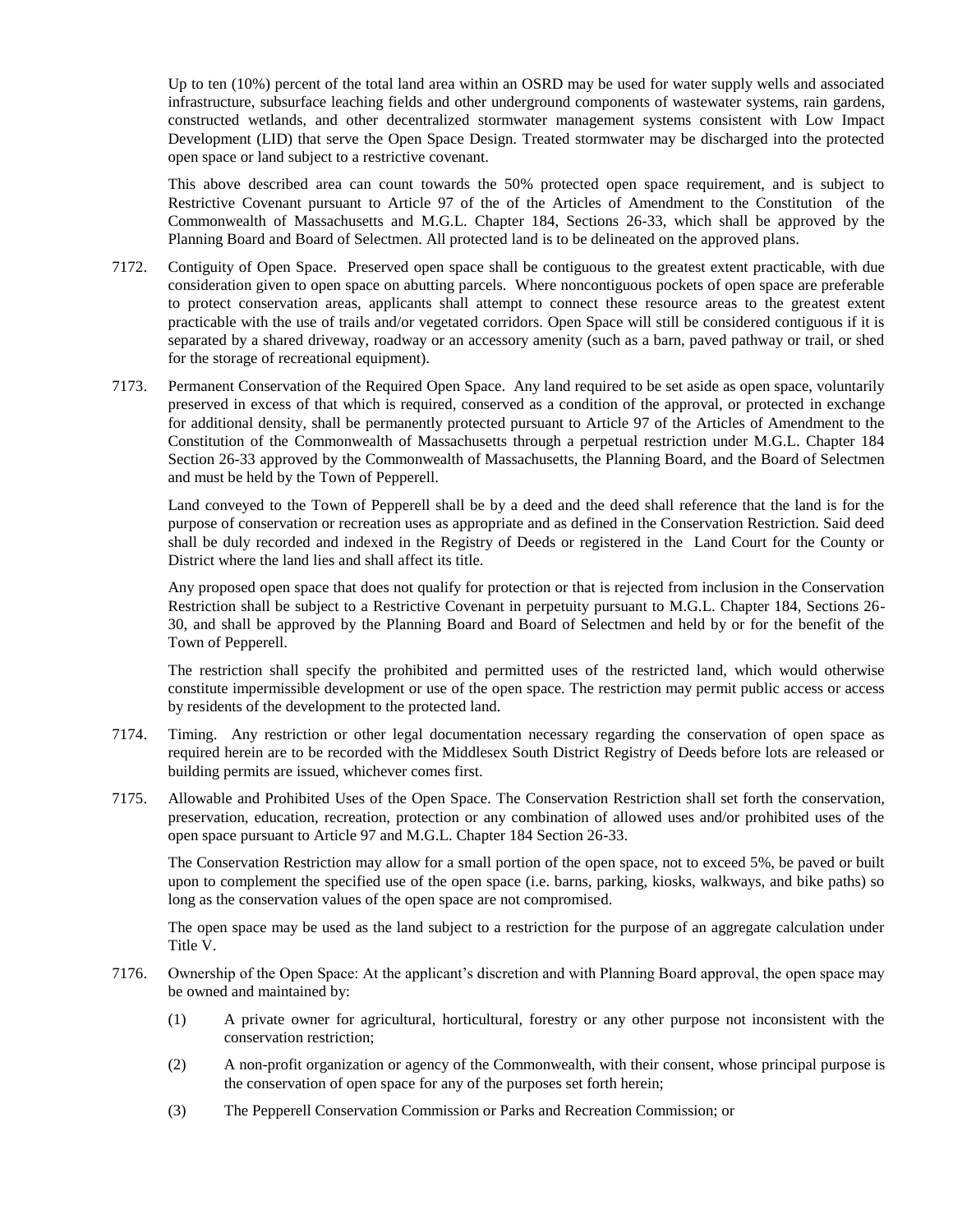Up to ten (10%) percent of the total land area within an OSRD may be used for water supply wells and associated infrastructure, subsurface leaching fields and other underground components of wastewater systems, rain gardens, constructed wetlands, and other decentralized stormwater management systems consistent with Low Impact Development (LID) that serve the Open Space Design. Treated stormwater may be discharged into the protected open space or land subject to a restrictive covenant.

This above described area can count towards the 50% protected open space requirement, and is subject to Restrictive Covenant pursuant to Article 97 of the of the Articles of Amendment to the Constitution of the Commonwealth of Massachusetts and M.G.L. Chapter 184, Sections 26-33, which shall be approved by the Planning Board and Board of Selectmen. All protected land is to be delineated on the approved plans.

7172. Contiguity of Open Space. Preserved open space shall be contiguous to the greatest extent practicable, with due consideration given to open space on abutting parcels. Where noncontiguous pockets of open space are preferable to protect conservation areas, applicants shall attempt to connect these resource areas to the greatest extent practicable with the use of trails and/or vegetated corridors. Open Space will still be considered contiguous if it is separated by a shared driveway, roadway or an accessory amenity (such as a barn, paved pathway or trail, or shed for the storage of recreational equipment).

7173. Permanent Conservation of the Required Open Space. Any land required to be set aside as open space, voluntarily preserved in excess of that which is required, conserved as a condition of the approval, or protected in exchange for additional density, shall be permanently protected pursuant to Article 97 of the Articles of Amendment to the Constitution of the Commonwealth of Massachusetts through a perpetual restriction under M.G.L. Chapter 184 Section 26-33 approved by the Commonwealth of Massachusetts, the Planning Board, and the Board of Selectmen and must be held by the Town of Pepperell.

Land conveyed to the Town of Pepperell shall be by a deed and the deed shall reference that the land is for the purpose of conservation or recreation uses as appropriate and as defined in the Conservation Restriction. Said deed shall be duly recorded and indexed in the Registry of Deeds or registered in the Land Court for the County or District where the land lies and shall affect its title.

Any proposed open space that does not qualify for protection or that is rejected from inclusion in the Conservation Restriction shall be subject to a Restrictive Covenant in perpetuity pursuant to M.G.L. Chapter 184, Sections 26-30, and shall be approved by the Planning Board and Board of Selectmen and held by or for the benefit of the Town of Pepperell.

The restriction shall specify the prohibited and permitted uses of the restricted land, which would otherwise constitute impermissible development or use of the open space. The restriction may permit public access or access by residents of the development to the protected land.

7174. Timing. Any restriction or other legal documentation necessary regarding the conservation of open space as required herein are to be recorded with the Middlesex South District Registry of Deeds before lots are released or building permits are issued, whichever comes first.

7175. Allowable and Prohibited Uses of the Open Space. The Conservation Restriction shall set forth the conservation, preservation, education, recreation, protection or any combination of allowed uses and/or prohibited uses of the open space pursuant to Article 97 and M.G.L. Chapter 184 Section 26-33.

The Conservation Restriction may allow for a small portion of the open space, not to exceed 5%, be paved or built upon to complement the specified use of the open space (i.e. barns, parking, kiosks, walkways, and bike paths) so long as the conservation values of the open space are not compromised.

The open space may be used as the land subject to a restriction for the purpose of an aggregate calculation under Title V.

7176. Ownership of the Open Space: At the applicant's discretion and with Planning Board approval, the open space may be owned and maintained by:

(1) A private owner for agricultural, horticultural, forestry or any other purpose not inconsistent with the conservation restriction;

(2) A non-profit organization or agency of the Commonwealth, with their consent, whose principal purpose is the conservation of open space for any of the purposes set forth herein;

(3) The Pepperell Conservation Commission or Parks and Recreation Commission; or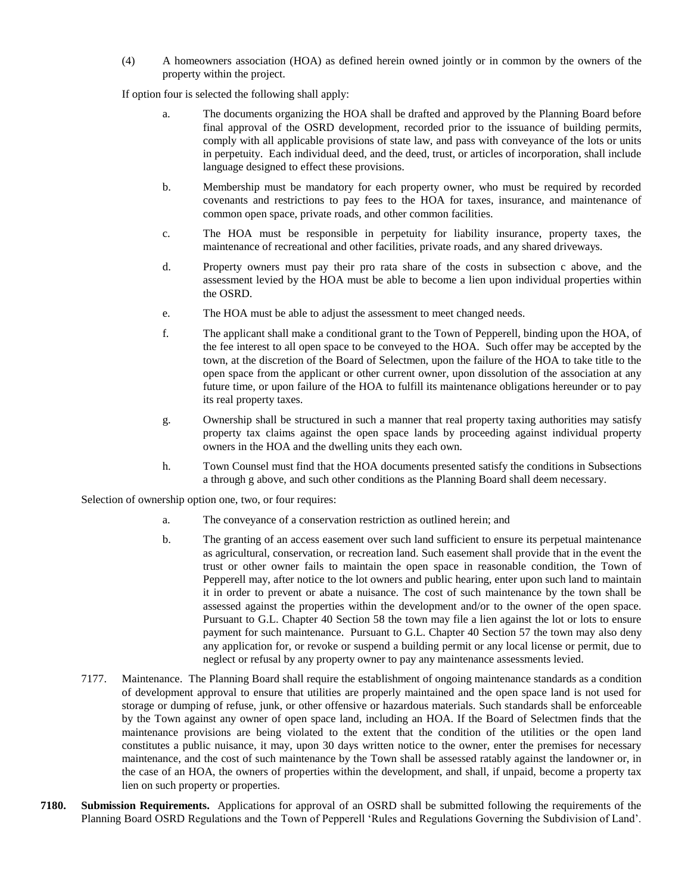(4) A homeowners association (HOA) as defined herein owned jointly or in common by the owners of the property within the project.

If option four is selected the following shall apply:

a. The documents organizing the HOA shall be drafted and approved by the Planning Board before final approval of the OSRD development, recorded prior to the issuance of building permits, comply with all applicable provisions of state law, and pass with conveyance of the lots or units in perpetuity. Each individual deed, and the deed, trust, or articles of incorporation, shall include language designed to effect these provisions.

b. Membership must be mandatory for each property owner, who must be required by recorded covenants and restrictions to pay fees to the HOA for taxes, insurance, and maintenance of common open space, private roads, and other common facilities.

c. The HOA must be responsible in perpetuity for liability insurance, property taxes, the maintenance of recreational and other facilities, private roads, and any shared driveways.

d. Property owners must pay their pro rata share of the costs in subsection c above, and the assessment levied by the HOA must be able to become a lien upon individual properties within the OSRD.

e. The HOA must be able to adjust the assessment to meet changed needs.

f. The applicant shall make a conditional grant to the Town of Pepperell, binding upon the HOA, of the fee interest to all open space to be conveyed to the HOA. Such offer may be accepted by the town, at the discretion of the Board of Selectmen, upon the failure of the HOA to take title to the open space from the applicant or other current owner, upon dissolution of the association at any future time, or upon failure of the HOA to fulfill its maintenance obligations hereunder or to pay its real property taxes.

g. Ownership shall be structured in such a manner that real property taxing authorities may satisfy property tax claims against the open space lands by proceeding against individual property owners in the HOA and the dwelling units they each own.

h. Town Counsel must find that the HOA documents presented satisfy the conditions in Subsections a through g above, and such other conditions as the Planning Board shall deem necessary.

Selection of ownership option one, two, or four requires:

a. The conveyance of a conservation restriction as outlined herein; and

b. The granting of an access easement over such land sufficient to ensure its perpetual maintenance as agricultural, conservation, or recreation land. Such easement shall provide that in the event the trust or other owner fails to maintain the open space in reasonable condition, the Town of Pepperell may, after notice to the lot owners and public hearing, enter upon such land to maintain it in order to prevent or abate a nuisance. The cost of such maintenance by the town shall be assessed against the properties within the development and/or to the owner of the open space. Pursuant to G.L. Chapter 40 Section 58 the town may file a lien against the lot or lots to ensure payment for such maintenance. Pursuant to G.L. Chapter 40 Section 57 the town may also deny any application for, or revoke or suspend a building permit or any local license or permit, due to neglect or refusal by any property owner to pay any maintenance assessments levied.

7177. Maintenance. The Planning Board shall require the establishment of ongoing maintenance standards as a condition of development approval to ensure that utilities are properly maintained and the open space land is not used for storage or dumping of refuse, junk, or other offensive or hazardous materials. Such standards shall be enforceable by the Town against any owner of open space land, including an HOA. If the Board of Selectmen finds that the maintenance provisions are being violated to the extent that the condition of the utilities or the open land constitutes a public nuisance, it may, upon 30 days written notice to the owner, enter the premises for necessary maintenance, and the cost of such maintenance by the Town shall be assessed ratably against the landowner or, in the case of an HOA, the owners of properties within the development, and shall, if unpaid, become a property tax lien on such property or properties.

**7180. Submission Requirements.** Applications for approval of an OSRD shall be submitted following the requirements of the Planning Board OSRD Regulations and the Town of Pepperell 'Rules and Regulations Governing the Subdivision of Land'.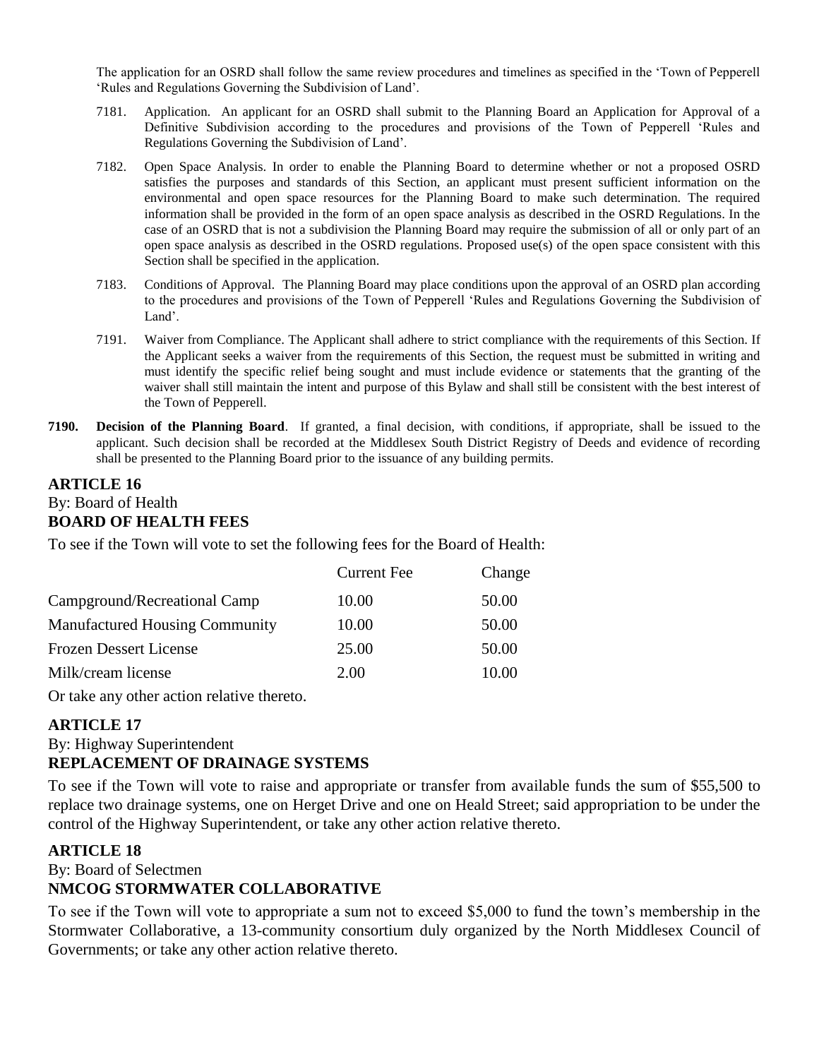The application for an OSRD shall follow the same review procedures and timelines as specified in the 'Town of Pepperell 'Rules and Regulations Governing the Subdivision of Land'.

7181. Application. An applicant for an OSRD shall submit to the Planning Board an Application for Approval of a Definitive Subdivision according to the procedures and provisions of the Town of Pepperell 'Rules and Regulations Governing the Subdivision of Land'.

7182. Open Space Analysis. In order to enable the Planning Board to determine whether or not a proposed OSRD satisfies the purposes and standards of this Section, an applicant must present sufficient information on the environmental and open space resources for the Planning Board to make such determination. The required information shall be provided in the form of an open space analysis as described in the OSRD Regulations. In the case of an OSRD that is not a subdivision the Planning Board may require the submission of all or only part of an open space analysis as described in the OSRD regulations. Proposed use(s) of the open space consistent with this Section shall be specified in the application.

7183. Conditions of Approval. The Planning Board may place conditions upon the approval of an OSRD plan according to the procedures and provisions of the Town of Pepperell 'Rules and Regulations Governing the Subdivision of Land'.

7191. Waiver from Compliance. The Applicant shall adhere to strict compliance with the requirements of this Section. If the Applicant seeks a waiver from the requirements of this Section, the request must be submitted in writing and must identify the specific relief being sought and must include evidence or statements that the granting of the waiver shall still maintain the intent and purpose of this Bylaw and shall still be consistent with the best interest of the Town of Pepperell.

**7190. Decision of the Planning Board**. If granted, a final decision, with conditions, if appropriate, shall be issued to the applicant. Such decision shall be recorded at the Middlesex South District Registry of Deeds and evidence of recording shall be presented to the Planning Board prior to the issuance of any building permits.

## ARTICLE 16

By: Board of Health

**BOARD OF HEALTH FEES**

To see if the Town will vote to set the following fees for the Board of Health:

| | Current Fee | Change |
|---|---|---|
| Campground/Recreational Camp | 10.00 | 50.00 |
| Manufactured Housing Community | 10.00 | 50.00 |
| Frozen Dessert License | 25.00 | 50.00 |
| Milk/cream license | 2.00 | 10.00 |

Or take any other action relative thereto.

## ARTICLE 17

By: Highway Superintendent

**REPLACEMENT OF DRAINAGE SYSTEMS**

To see if the Town will vote to raise and appropriate or transfer from available funds the sum of $55,500 to replace two drainage systems, one on Herget Drive and one on Heald Street; said appropriation to be under the control of the Highway Superintendent, or take any other action relative thereto.

## ARTICLE 18

By: Board of Selectmen

**NMCOG STORMWATER COLLABORATIVE**

To see if the Town will vote to appropriate a sum not to exceed $5,000 to fund the town's membership in the Stormwater Collaborative, a 13-community consortium duly organized by the North Middlesex Council of Governments; or take any other action relative thereto.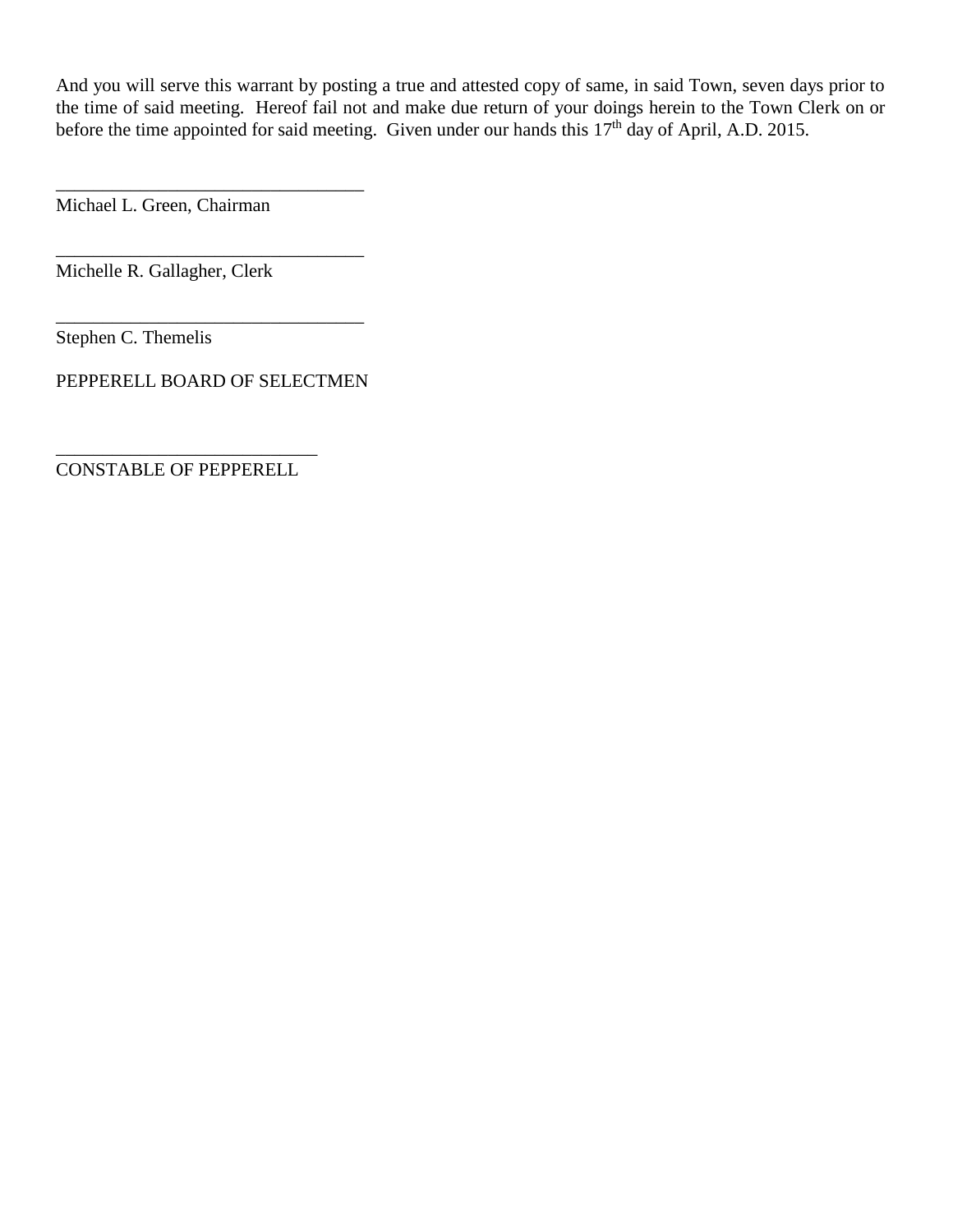And you will serve this warrant by posting a true and attested copy of same, in said Town, seven days prior to the time of said meeting. Hereof fail not and make due return of your doings herein to the Town Clerk on or before the time appointed for said meeting. Given under our hands this 17th day of April, A.D. 2015.

__________________________________
Michael L. Green, Chairman

__________________________________
Michelle R. Gallagher, Clerk

__________________________________
Stephen C. Themelis

PEPPERELL BOARD OF SELECTMEN

_____________________________
CONSTABLE OF PEPPERELL